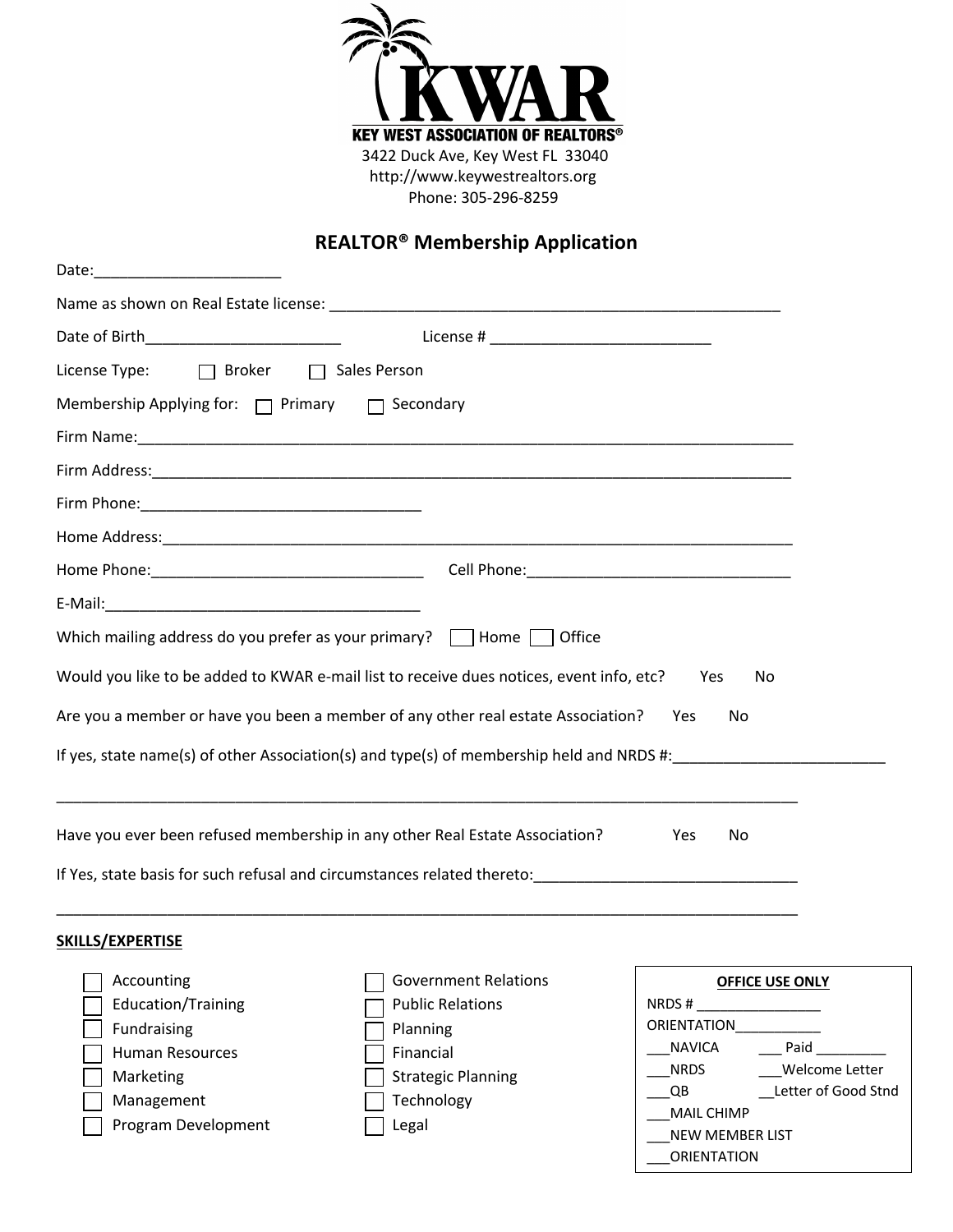KWAR

KEY WEST ASSOCIATION OF REALTORS®

3422 Duck Ave, Key West FL 33040

http://www.keywestrealtors.org

Phone: 305-296-8259

## REALTOR® Membership Application

Date:______________________

Name as shown on Real Estate license: _______________________________________________________

Date of Birth_______________________ License # __________________________

License Type: ☐ Broker ☐ Sales Person

Membership Applying for: ☐ Primary ☐ Secondary

Firm Name:_____________________________________________________________________________

Firm Address:___________________________________________________________________________

Firm Phone:_________________________________

Home Address:__________________________________________________________________________

Home Phone:________________________________ Cell Phone:_______________________________

E-Mail:_____________________________________

Which mailing address do you prefer as your primary? ☐ Home ☐ Office

Would you like to be added to KWAR e-mail list to receive dues notices, event info, etc? Yes No

Are you a member or have you been a member of any other real estate Association? Yes No

If yes, state name(s) of other Association(s) and type(s) of membership held and NRDS #:_________________________

_____________________________________________________________________________________________

Have you ever been refused membership in any other Real Estate Association? Yes No

If Yes, state basis for such refusal and circumstances related thereto:______________________________

_____________________________________________________________________________________________

**SKILLS/EXPERTISE**

- ☐ Accounting
- ☐ Education/Training
- ☐ Fundraising
- ☐ Human Resources
- ☐ Marketing
- ☐ Management
- ☐ Program Development
- ☐ Government Relations
- ☐ Public Relations
- ☐ Planning
- ☐ Financial
- ☐ Strategic Planning
- ☐ Technology
- ☐ Legal

**OFFICE USE ONLY**

NRDS # ________________

ORIENTATION___________

___NAVICA ___ Paid _________

___NRDS ___Welcome Letter

___QB __Letter of Good Stnd

___MAIL CHIMP

___NEW MEMBER LIST

___ORIENTATION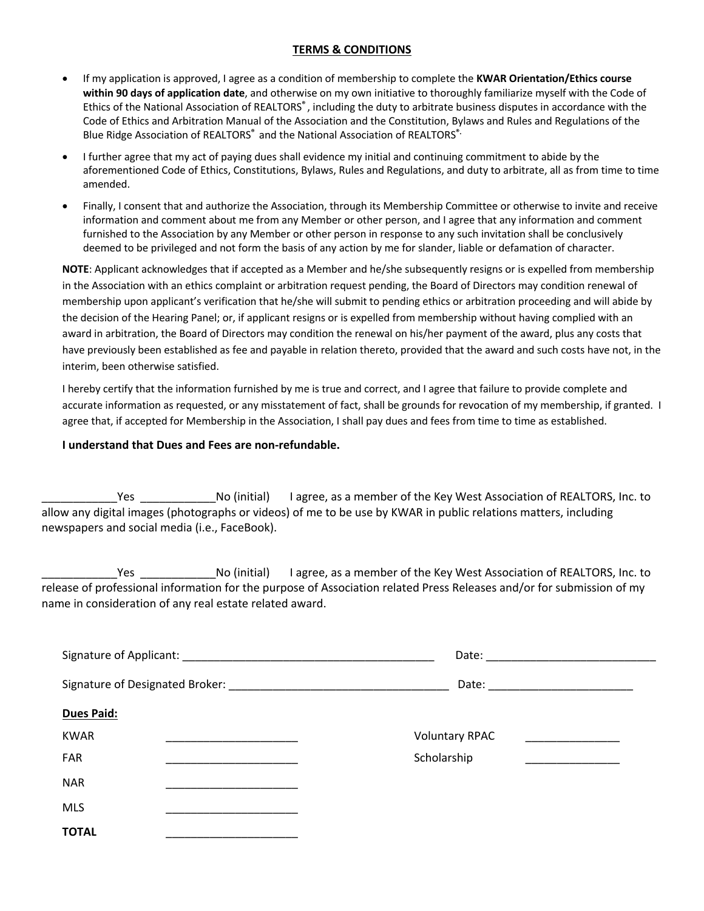## TERMS & CONDITIONS

- If my application is approved, I agree as a condition of membership to complete the **KWAR Orientation/Ethics course within 90 days of application date**, and otherwise on my own initiative to thoroughly familiarize myself with the Code of Ethics of the National Association of REALTORS®, including the duty to arbitrate business disputes in accordance with the Code of Ethics and Arbitration Manual of the Association and the Constitution, Bylaws and Rules and Regulations of the Blue Ridge Association of REALTORS® and the National Association of REALTORS®.
- I further agree that my act of paying dues shall evidence my initial and continuing commitment to abide by the aforementioned Code of Ethics, Constitutions, Bylaws, Rules and Regulations, and duty to arbitrate, all as from time to time amended.
- Finally, I consent that and authorize the Association, through its Membership Committee or otherwise to invite and receive information and comment about me from any Member or other person, and I agree that any information and comment furnished to the Association by any Member or other person in response to any such invitation shall be conclusively deemed to be privileged and not form the basis of any action by me for slander, liable or defamation of character.

**NOTE**: Applicant acknowledges that if accepted as a Member and he/she subsequently resigns or is expelled from membership in the Association with an ethics complaint or arbitration request pending, the Board of Directors may condition renewal of membership upon applicant's verification that he/she will submit to pending ethics or arbitration proceeding and will abide by the decision of the Hearing Panel; or, if applicant resigns or is expelled from membership without having complied with an award in arbitration, the Board of Directors may condition the renewal on his/her payment of the award, plus any costs that have previously been established as fee and payable in relation thereto, provided that the award and such costs have not, in the interim, been otherwise satisfied.

I hereby certify that the information furnished by me is true and correct, and I agree that failure to provide complete and accurate information as requested, or any misstatement of fact, shall be grounds for revocation of my membership, if granted. I agree that, if accepted for Membership in the Association, I shall pay dues and fees from time to time as established.

**I understand that Dues and Fees are non-refundable.**

____________Yes ____________No (initial) I agree, as a member of the Key West Association of REALTORS, Inc. to allow any digital images (photographs or videos) of me to be use by KWAR in public relations matters, including newspapers and social media (i.e., FaceBook).

____________Yes ____________No (initial) I agree, as a member of the Key West Association of REALTORS, Inc. to release of professional information for the purpose of Association related Press Releases and/or for submission of my name in consideration of any real estate related award.

Signature of Applicant: ________________________________________ Date: ___________________________

Signature of Designated Broker: ___________________________________ Date: _______________________

**Dues Paid:**

| | | | |
|---|---|---|---|
| KWAR | _____________________ | Voluntary RPAC | _______________ |
| FAR | _____________________ | Scholarship | _______________ |
| NAR | _____________________ | | |
| MLS | _____________________ | | |
| **TOTAL** | _____________________ | | |